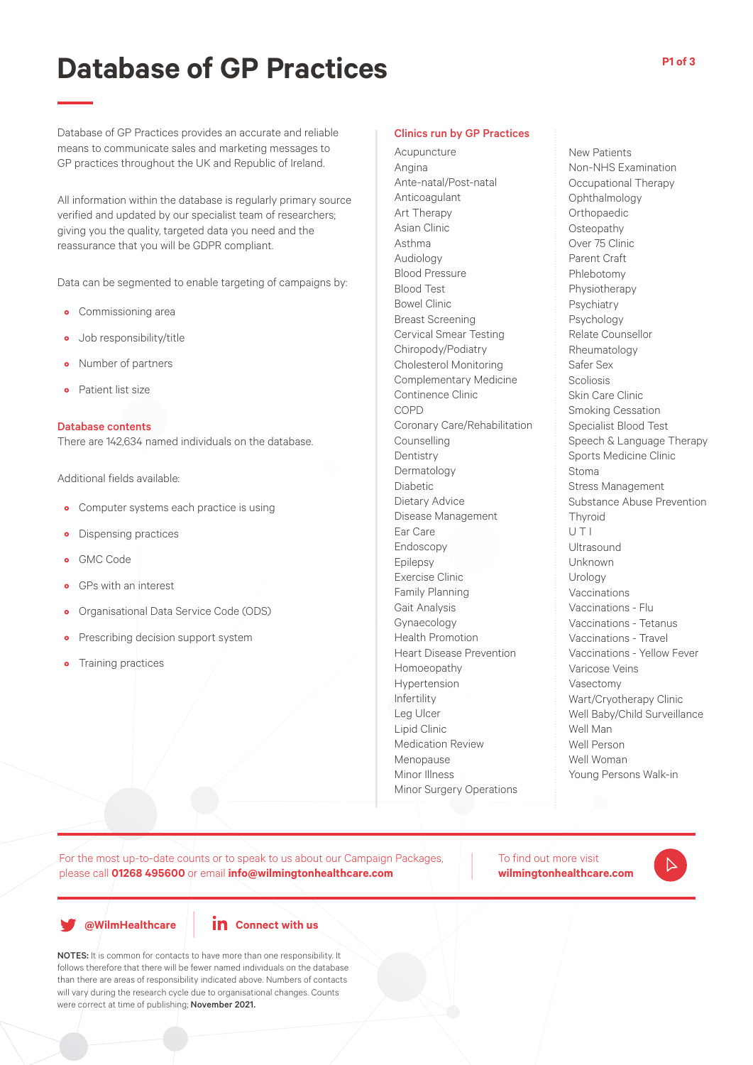# Database of GP Practices

Database of GP Practices provides an accurate and reliable means to communicate sales and marketing messages to GP practices throughout the UK and Republic of Ireland.

All information within the database is regularly primary source verified and updated by our specialist team of researchers; giving you the quality, targeted data you need and the reassurance that you will be GDPR compliant.

Data can be segmented to enable targeting of campaigns by:

- Commissioning area
- Job responsibility/title
- Number of partners
- Patient list size

## Database contents

There are 142,634 named individuals on the database.

Additional fields available:

- Computer systems each practice is using
- Dispensing practices
- GMC Code
- GPs with an interest
- Organisational Data Service Code (ODS)
- Prescribing decision support system
- Training practices

## Clinics run by GP Practices

- Acupuncture
- Angina
- Ante-natal/Post-natal
- Anticoagulant
- Art Therapy
- Asian Clinic
- Asthma
- Audiology
- Blood Pressure
- Blood Test
- Bowel Clinic
- Breast Screening
- Cervical Smear Testing
- Chiropody/Podiatry
- Cholesterol Monitoring
- Complementary Medicine
- Continence Clinic
- COPD
- Coronary Care/Rehabilitation
- Counselling
- Dentistry
- Dermatology
- Diabetic
- Dietary Advice
- Disease Management
- Ear Care
- Endoscopy
- Epilepsy
- Exercise Clinic
- Family Planning
- Gait Analysis
- Gynaecology
- Health Promotion
- Heart Disease Prevention
- Homoeopathy
- Hypertension
- Infertility
- Leg Ulcer
- Lipid Clinic
- Medication Review
- Menopause
- Minor Illness
- Minor Surgery Operations
- New Patients
- Non-NHS Examination
- Occupational Therapy
- Ophthalmology
- Orthopaedic
- Osteopathy
- Over 75 Clinic
- Parent Craft
- Phlebotomy
- Physiotherapy
- Psychiatry
- Psychology
- Relate Counsellor
- Rheumatology
- Safer Sex
- Scoliosis
- Skin Care Clinic
- Smoking Cessation
- Specialist Blood Test
- Speech & Language Therapy
- Sports Medicine Clinic
- Stoma
- Stress Management
- Substance Abuse Prevention
- Thyroid
- U T I
- Ultrasound
- Unknown
- Urology
- Vaccinations
- Vaccinations - Flu
- Vaccinations - Tetanus
- Vaccinations - Travel
- Vaccinations - Yellow Fever
- Varicose Veins
- Vasectomy
- Wart/Cryotherapy Clinic
- Well Baby/Child Surveillance
- Well Man
- Well Person
- Well Woman
- Young Persons Walk-in

For the most up-to-date counts or to speak to us about our Campaign Packages, please call **01268 495600** or email **info@wilmingtonhealthcare.com**

To find out more visit **wilmingtonhealthcare.com**

**@WilmHealthcare**

**Connect with us**

**NOTES:** It is common for contacts to have more than one responsibility. It follows therefore that there will be fewer named individuals on the database than there are areas of responsibility indicated above. Numbers of contacts will vary during the research cycle due to organisational changes. Counts were correct at time of publishing; **November 2021.**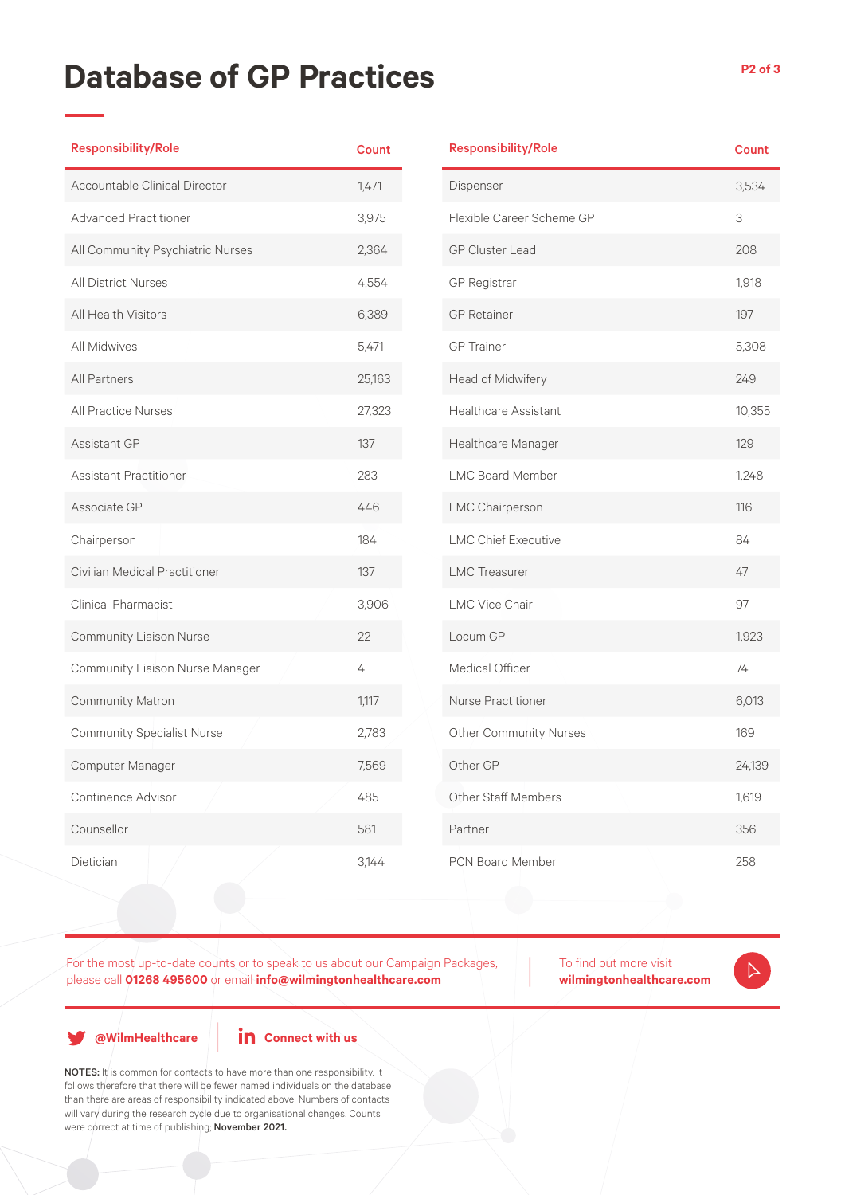# Database of GP Practices

| Responsibility/Role | Count |
|---|---|
| Accountable Clinical Director | 1,471 |
| Advanced Practitioner | 3,975 |
| All Community Psychiatric Nurses | 2,364 |
| All District Nurses | 4,554 |
| All Health Visitors | 6,389 |
| All Midwives | 5,471 |
| All Partners | 25,163 |
| All Practice Nurses | 27,323 |
| Assistant GP | 137 |
| Assistant Practitioner | 283 |
| Associate GP | 446 |
| Chairperson | 184 |
| Civilian Medical Practitioner | 137 |
| Clinical Pharmacist | 3,906 |
| Community Liaison Nurse | 22 |
| Community Liaison Nurse Manager | 4 |
| Community Matron | 1,117 |
| Community Specialist Nurse | 2,783 |
| Computer Manager | 7,569 |
| Continence Advisor | 485 |
| Counsellor | 581 |
| Dietician | 3,144 |

| Responsibility/Role | Count |
|---|---|
| Dispenser | 3,534 |
| Flexible Career Scheme GP | 3 |
| GP Cluster Lead | 208 |
| GP Registrar | 1,918 |
| GP Retainer | 197 |
| GP Trainer | 5,308 |
| Head of Midwifery | 249 |
| Healthcare Assistant | 10,355 |
| Healthcare Manager | 129 |
| LMC Board Member | 1,248 |
| LMC Chairperson | 116 |
| LMC Chief Executive | 84 |
| LMC Treasurer | 47 |
| LMC Vice Chair | 97 |
| Locum GP | 1,923 |
| Medical Officer | 74 |
| Nurse Practitioner | 6,013 |
| Other Community Nurses | 169 |
| Other GP | 24,139 |
| Other Staff Members | 1,619 |
| Partner | 356 |
| PCN Board Member | 258 |

For the most up-to-date counts or to speak to us about our Campaign Packages, please call **01268 495600** or email **info@wilmingtonhealthcare.com**

To find out more visit **wilmingtonhealthcare.com**

**@WilmHealthcare**

**Connect with us**

**NOTES:** It is common for contacts to have more than one responsibility. It follows therefore that there will be fewer named individuals on the database than there are areas of responsibility indicated above. Numbers of contacts will vary during the research cycle due to organisational changes. Counts were correct at time of publishing; **November 2021.**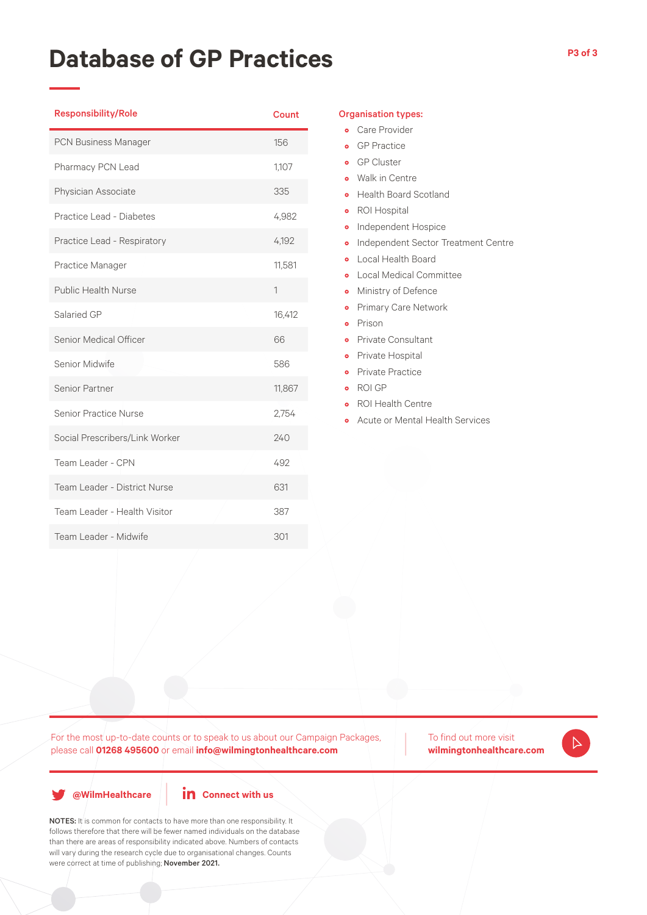# Database of GP Practices

| Responsibility/Role | Count |
|---|---|
| PCN Business Manager | 156 |
| Pharmacy PCN Lead | 1,107 |
| Physician Associate | 335 |
| Practice Lead - Diabetes | 4,982 |
| Practice Lead - Respiratory | 4,192 |
| Practice Manager | 11,581 |
| Public Health Nurse | 1 |
| Salaried GP | 16,412 |
| Senior Medical Officer | 66 |
| Senior Midwife | 586 |
| Senior Partner | 11,867 |
| Senior Practice Nurse | 2,754 |
| Social Prescribers/Link Worker | 240 |
| Team Leader - CPN | 492 |
| Team Leader - District Nurse | 631 |
| Team Leader - Health Visitor | 387 |
| Team Leader - Midwife | 301 |

**Organisation types:**

- Care Provider
- GP Practice
- GP Cluster
- Walk in Centre
- Health Board Scotland
- ROI Hospital
- Independent Hospice
- Independent Sector Treatment Centre
- Local Health Board
- Local Medical Committee
- Ministry of Defence
- Primary Care Network
- Prison
- Private Consultant
- Private Hospital
- Private Practice
- ROI GP
- ROI Health Centre
- Acute or Mental Health Services

For the most up-to-date counts or to speak to us about our Campaign Packages, please call **01268 495600** or email **info@wilmingtonhealthcare.com**

To find out more visit **wilmingtonhealthcare.com**

**@WilmHealthcare**

**Connect with us**

**NOTES:** It is common for contacts to have more than one responsibility. It follows therefore that there will be fewer named individuals on the database than there are areas of responsibility indicated above. Numbers of contacts will vary during the research cycle due to organisational changes. Counts were correct at time of publishing; **November 2021.**